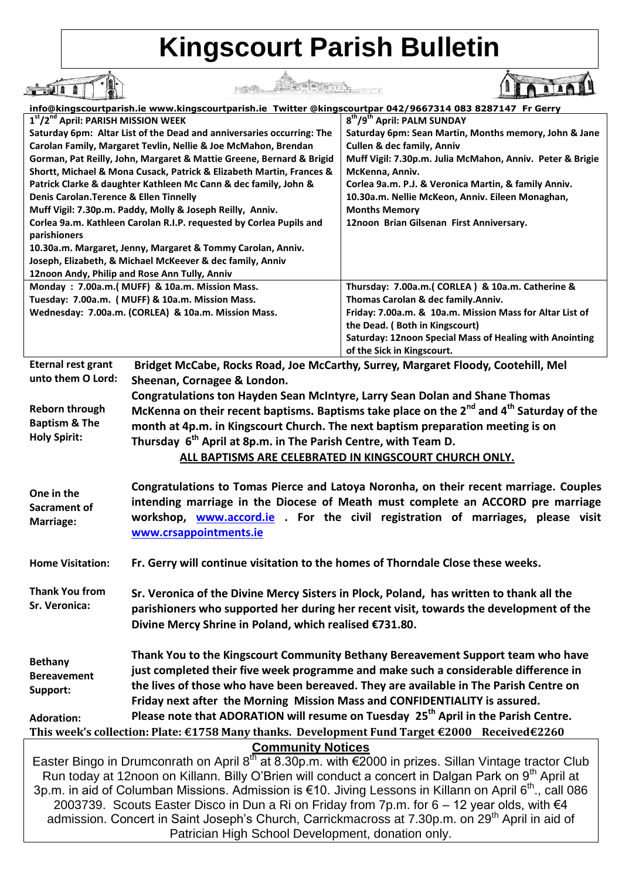# Kingscourt Parish Bulletin

**info@kingscourtparish.ie www.kingscourtparish.ie Twitter @kingscourtpar 042/9667314 083 8287147 Fr Gerry**

**1st/2nd April: PARISH MISSION WEEK**

**Saturday 6pm: Altar List of the Dead and anniversaries occurring: The Carolan Family, Margaret Tevlin, Nellie & Joe McMahon, Brendan Gorman, Pat Reilly, John, Margaret & Mattie Greene, Bernard & Brigid Shortt, Michael & Mona Cusack, Patrick & Elizabeth Martin, Frances & Patrick Clarke & daughter Kathleen Mc Cann & dec family, John & Denis Carolan.Terence & Ellen Tinnelly**

**Muff Vigil: 7.30p.m. Paddy, Molly & Joseph Reilly, Anniv.**

**Corlea 9a.m. Kathleen Carolan R.I.P. requested by Corlea Pupils and parishioners**

**10.30a.m. Margaret, Jenny, Margaret & Tommy Carolan, Anniv. Joseph, Elizabeth, & Michael McKeever & dec family, Anniv**

**12noon Andy, Philip and Rose Ann Tully, Anniv**

**Monday : 7.00a.m.( MUFF) & 10a.m. Mission Mass.**

**Tuesday: 7.00a.m. ( MUFF) & 10a.m. Mission Mass.**

**Wednesday: 7.00a.m. (CORLEA) & 10a.m. Mission Mass.**

**Thursday: 7.00a.m.( CORLEA ) & 10a.m. Catherine & Thomas Carolan & dec family.Anniv.**

**Friday: 7.00a.m. & 10a.m. Mission Mass for Altar List of the Dead. ( Both in Kingscourt)**

**Saturday: 12noon Special Mass of Healing with Anointing of the Sick in Kingscourt.**

**8th/9th April: PALM SUNDAY**

**Saturday 6pm: Sean Martin, Months memory, John & Jane Cullen & dec family, Anniv**

**Muff Vigil: 7.30p.m. Julia McMahon, Anniv. Peter & Brigie McKenna, Anniv.**

**Corlea 9a.m. P.J. & Veronica Martin, & family Anniv.**

**10.30a.m. Nellie McKeon, Anniv. Eileen Monaghan, Months Memory**

**12noon Brian Gilsenan First Anniversary.**

**Eternal rest grant unto them O Lord:** **Bridget McCabe, Rocks Road, Joe McCarthy, Surrey, Margaret Floody, Cootehill, Mel Sheenan, Cornagee & London.**

**Reborn through Baptism & The Holy Spirit:** **Congratulations ton Hayden Sean McIntyre, Larry Sean Dolan and Shane Thomas McKenna on their recent baptisms. Baptisms take place on the 2nd and 4th Saturday of the month at 4p.m. in Kingscourt Church. The next baptism preparation meeting is on Thursday 6th April at 8p.m. in The Parish Centre, with Team D.**

**ALL BAPTISMS ARE CELEBRATED IN KINGSCOURT CHURCH ONLY.**

**One in the Sacrament of Marriage:** **Congratulations to Tomas Pierce and Latoya Noronha, on their recent marriage. Couples intending marriage in the Diocese of Meath must complete an ACCORD pre marriage workshop, www.accord.ie . For the civil registration of marriages, please visit www.crsappointments.ie**

**Home Visitation:** **Fr. Gerry will continue visitation to the homes of Thorndale Close these weeks.**

**Thank You from Sr. Veronica:** **Sr. Veronica of the Divine Mercy Sisters in Plock, Poland, has written to thank all the parishioners who supported her during her recent visit, towards the development of the Divine Mercy Shrine in Poland, which realised €731.80.**

**Bethany Bereavement Support:** **Thank You to the Kingscourt Community Bethany Bereavement Support team who have just completed their five week programme and make such a considerable difference in the lives of those who have been bereaved. They are available in The Parish Centre on Friday next after the Morning Mission Mass and CONFIDENTIALITY is assured.**

**Adoration:** **Please note that ADORATION will resume on Tuesday 25th April in the Parish Centre.**

**This week's collection: Plate: €1758 Many thanks. Development Fund Target €2000 Received€2260**

## Community Notices

Easter Bingo in Drumconrath on April 8th at 8.30p.m. with €2000 in prizes. Sillan Vintage tractor Club Run today at 12noon on Killann. Billy O'Brien will conduct a concert in Dalgan Park on 9th April at 3p.m. in aid of Columban Missions. Admission is €10. Jiving Lessons in Killann on April 6th., call 086 2003739. Scouts Easter Disco in Dun a Ri on Friday from 7p.m. for 6 – 12 year olds, with €4 admission. Concert in Saint Joseph's Church, Carrickmacross at 7.30p.m. on 29th April in aid of Patrician High School Development, donation only.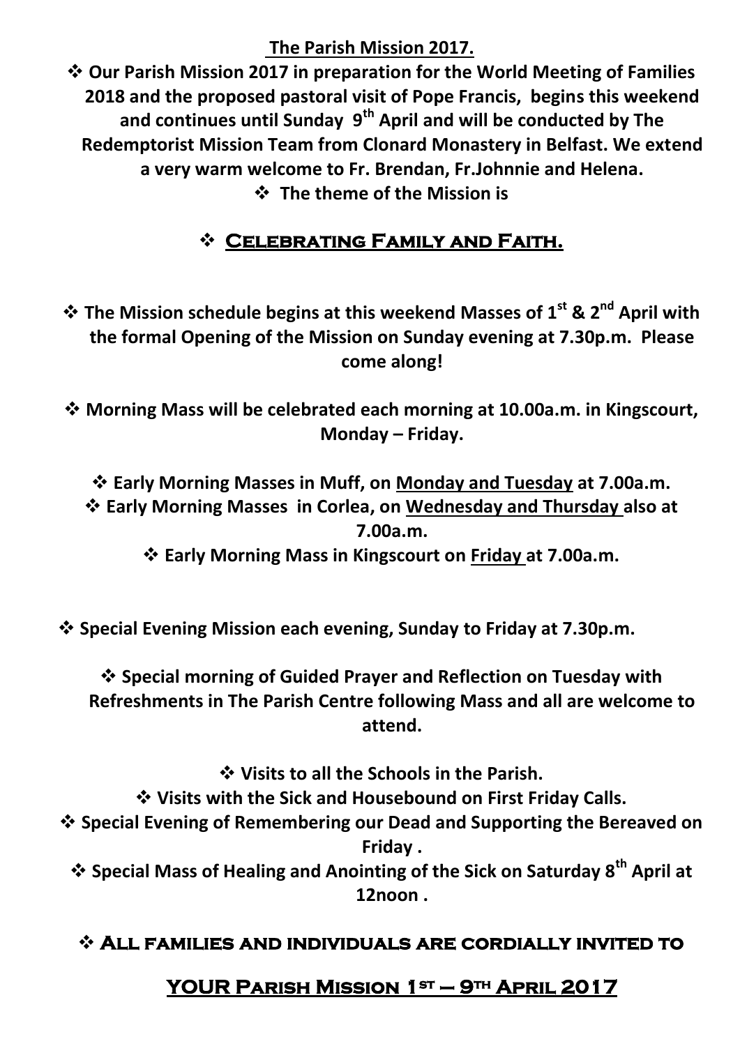**The Parish Mission 2017.**

- **Our Parish Mission 2017 in preparation for the World Meeting of Families 2018 and the proposed pastoral visit of Pope Francis, begins this weekend and continues until Sunday 9th April and will be conducted by The Redemptorist Mission Team from Clonard Monastery in Belfast. We extend a very warm welcome to Fr. Brendan, Fr.Johnnie and Helena.**
- **The theme of the Mission is**

- **CELEBRATING FAMILY AND FAITH.**

- **The Mission schedule begins at this weekend Masses of 1st & 2nd April with the formal Opening of the Mission on Sunday evening at 7.30p.m. Please come along!**

- **Morning Mass will be celebrated each morning at 10.00a.m. in Kingscourt, Monday – Friday.**

- **Early Morning Masses in Muff, on Monday and Tuesday at 7.00a.m.**
- **Early Morning Masses in Corlea, on Wednesday and Thursday also at 7.00a.m.**
- **Early Morning Mass in Kingscourt on Friday at 7.00a.m.**

- **Special Evening Mission each evening, Sunday to Friday at 7.30p.m.**

- **Special morning of Guided Prayer and Reflection on Tuesday with Refreshments in The Parish Centre following Mass and all are welcome to attend.**

- **Visits to all the Schools in the Parish.**
- **Visits with the Sick and Housebound on First Friday Calls.**
- **Special Evening of Remembering our Dead and Supporting the Bereaved on Friday .**
- **Special Mass of Healing and Anointing of the Sick on Saturday 8th April at 12noon .**

- **ALL FAMILIES AND INDIVIDUALS ARE CORDIALLY INVITED TO**

**YOUR PARISH MISSION 1ST – 9TH APRIL 2017**